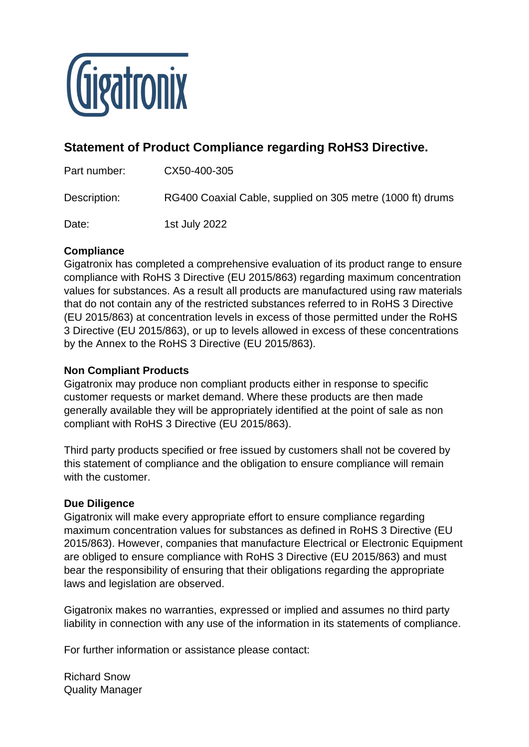Gigatronix

## Statement of Product Compliance regarding RoHS3 Directive.

Part number: CX50-400-305

Description: RG400 Coaxial Cable, supplied on 305 metre (1000 ft) drums

Date: 1st July 2022

**Compliance**

Gigatronix has completed a comprehensive evaluation of its product range to ensure compliance with RoHS 3 Directive (EU 2015/863) regarding maximum concentration values for substances. As a result all products are manufactured using raw materials that do not contain any of the restricted substances referred to in RoHS 3 Directive (EU 2015/863) at concentration levels in excess of those permitted under the RoHS 3 Directive (EU 2015/863), or up to levels allowed in excess of these concentrations by the Annex to the RoHS 3 Directive (EU 2015/863).

**Non Compliant Products**

Gigatronix may produce non compliant products either in response to specific customer requests or market demand. Where these products are then made generally available they will be appropriately identified at the point of sale as non compliant with RoHS 3 Directive (EU 2015/863).

Third party products specified or free issued by customers shall not be covered by this statement of compliance and the obligation to ensure compliance will remain with the customer.

**Due Diligence**

Gigatronix will make every appropriate effort to ensure compliance regarding maximum concentration values for substances as defined in RoHS 3 Directive (EU 2015/863). However, companies that manufacture Electrical or Electronic Equipment are obliged to ensure compliance with RoHS 3 Directive (EU 2015/863) and must bear the responsibility of ensuring that their obligations regarding the appropriate laws and legislation are observed.

Gigatronix makes no warranties, expressed or implied and assumes no third party liability in connection with any use of the information in its statements of compliance.

For further information or assistance please contact:

Richard Snow
Quality Manager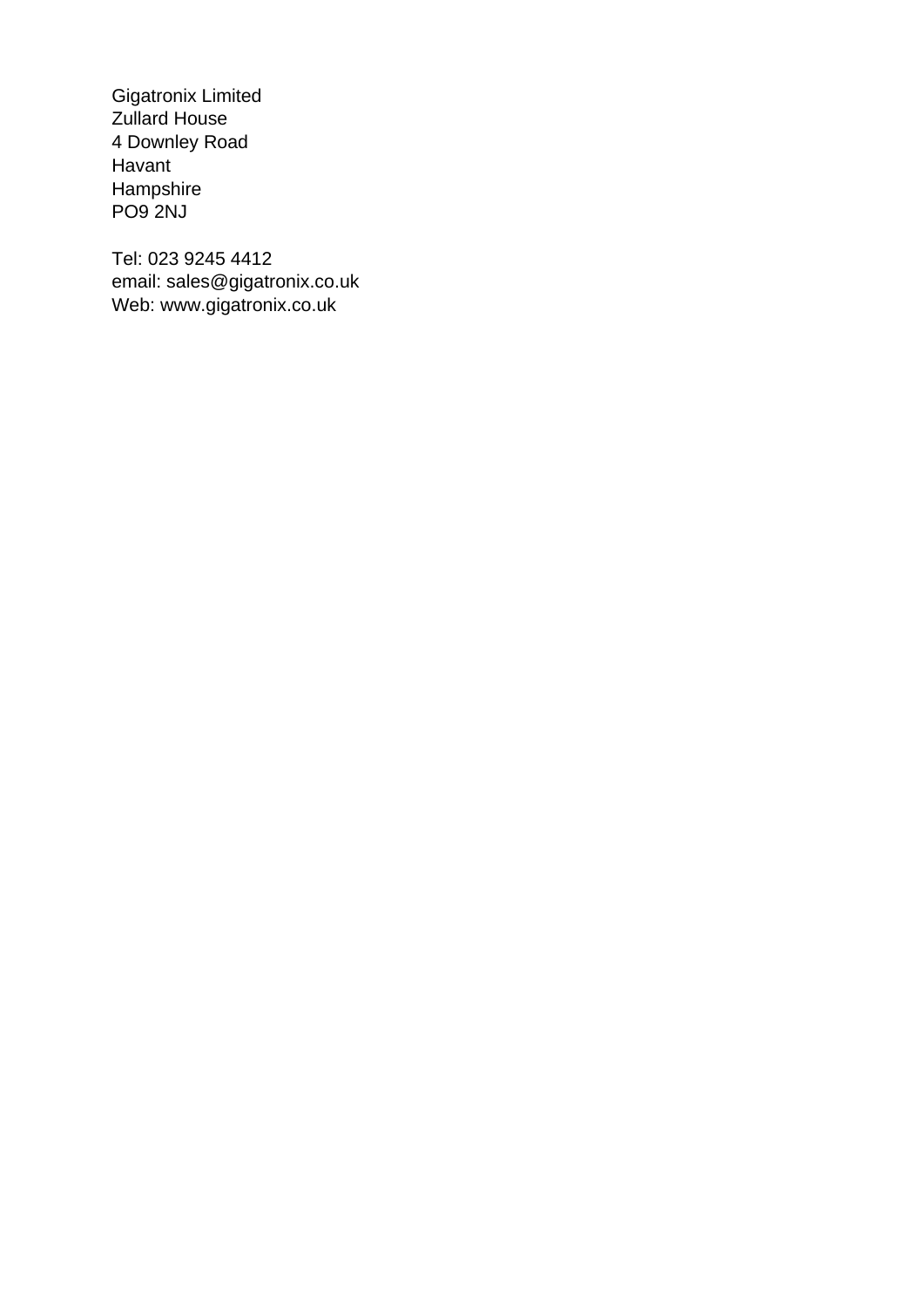Gigatronix Limited
Zullard House
4 Downley Road
Havant
Hampshire
PO9 2NJ

Tel: 023 9245 4412
email: sales@gigatronix.co.uk
Web: www.gigatronix.co.uk